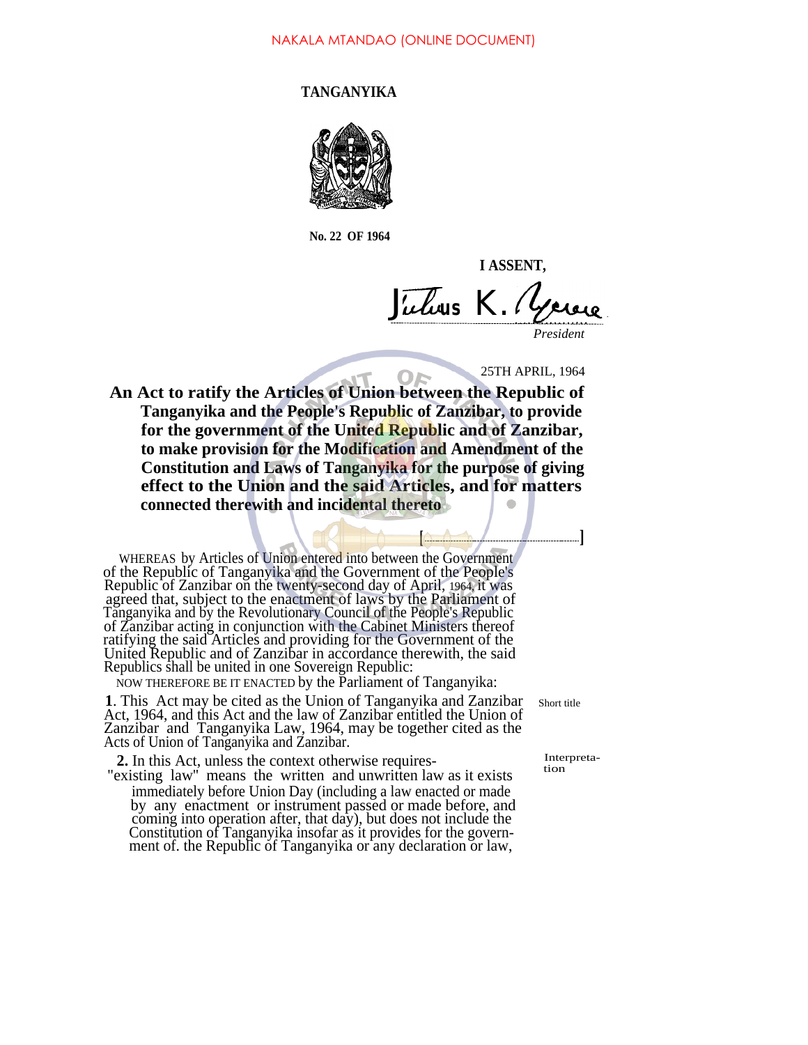NAKALA MTANDAO (ONLINE DOCUMENT)

**TANGANYIKA**

**No. 22 OF 1964**

**I ASSENT,**

Julius K. Nyerere

*President*

25TH APRIL, 1964

**An Act to ratify the Articles of Union between the Republic of Tanganyika and the People's Republic of Zanzibar, to provide for the government of the United Republic and of Zanzibar, to make provision for the Modification and Amendment of the Constitution and Laws of Tanganyika for the purpose of giving effect to the Union and the said Articles, and for matters connected therewith and incidental thereto**

[..............................]

WHEREAS by Articles of Union entered into between the Government of the Republic of Tanganyika and the Government of the People's Republic of Zanzibar on the twenty-second day of April, 1964, it was agreed that, subject to the enactment of laws by the Parliament of Tanganyika and by the Revolutionary Council of the People's Republic of Zanzibar acting in conjunction with the Cabinet Ministers thereof ratifying the said Articles and providing for the Government of the United Republic and of Zanzibar in accordance therewith, the said Republics shall be united in one Sovereign Republic:

NOW THEREFORE BE IT ENACTED by the Parliament of Tanganyika:

Short title

**1**. This Act may be cited as the Union of Tanganyika and Zanzibar Act, 1964, and this Act and the law of Zanzibar entitled the Union of Zanzibar and Tanganyika Law, 1964, may be together cited as the Acts of Union of Tanganyika and Zanzibar.

Interpretation

**2.** In this Act, unless the context otherwise requires-

"existing law" means the written and unwritten law as it exists immediately before Union Day (including a law enacted or made by any enactment or instrument passed or made before, and coming into operation after, that day), but does not include the Constitution of Tanganyika insofar as it provides for the government of. the Republic of Tanganyika or any declaration or law,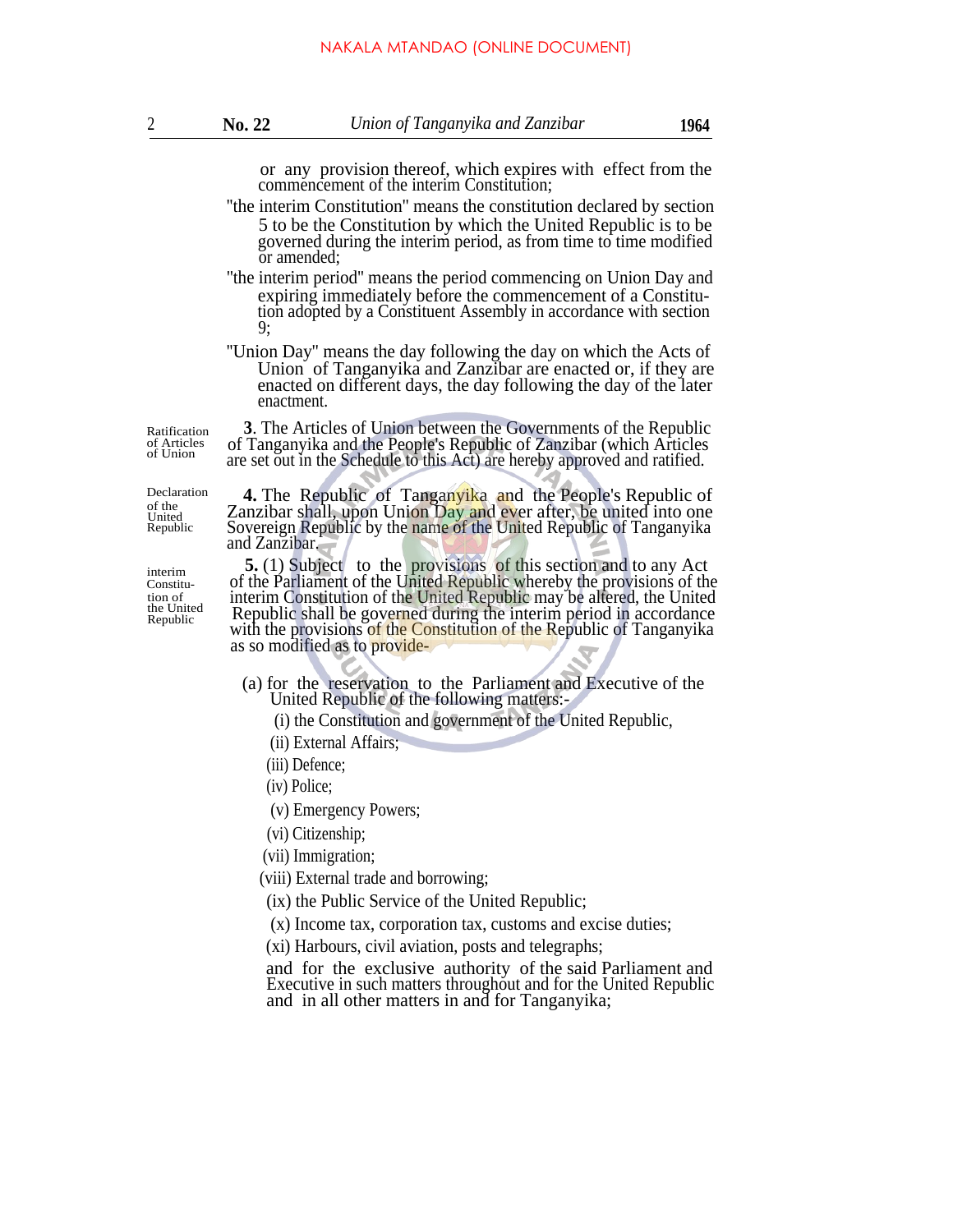or any provision thereof, which expires with effect from the commencement of the interim Constitution;

"the interim Constitution" means the constitution declared by section 5 to be the Constitution by which the United Republic is to be governed during the interim period, as from time to time modified or amended;

"the interim period" means the period commencing on Union Day and expiring immediately before the commencement of a Constitution adopted by a Constituent Assembly in accordance with section 9;

"Union Day" means the day following the day on which the Acts of Union of Tanganyika and Zanzibar are enacted or, if they are enacted on different days, the day following the day of the later enactment.

*Ratification of Articles of Union*

**3**. The Articles of Union between the Governments of the Republic of Tanganyika and the People's Republic of Zanzibar (which Articles are set out in the Schedule to this Act) are hereby approved and ratified.

*Declaration of the United Republic*

**4.** The Republic of Tanganyika and the People's Republic of Zanzibar shall, upon Union Day and ever after, be united into one Sovereign Republic by the name of the United Republic of Tanganyika and Zanzibar.

*interim Constitution of the United Republic*

**5.** (1) Subject to the provisions of this section and to any Act of the Parliament of the United Republic whereby the provisions of the interim Constitution of the United Republic may be altered, the United Republic shall be governed during the interim period in accordance with the provisions of the Constitution of the Republic of Tanganyika as so modified as to provide-

(a) for the reservation to the Parliament and Executive of the United Republic of the following matters:-

(i) the Constitution and government of the United Republic,

(ii) External Affairs;

(iii) Defence;

(iv) Police;

(v) Emergency Powers;

(vi) Citizenship;

(vii) Immigration;

(viii) External trade and borrowing;

(ix) the Public Service of the United Republic;

(x) Income tax, corporation tax, customs and excise duties;

(xi) Harbours, civil aviation, posts and telegraphs;

and for the exclusive authority of the said Parliament and Executive in such matters throughout and for the United Republic and in all other matters in and for Tanganyika;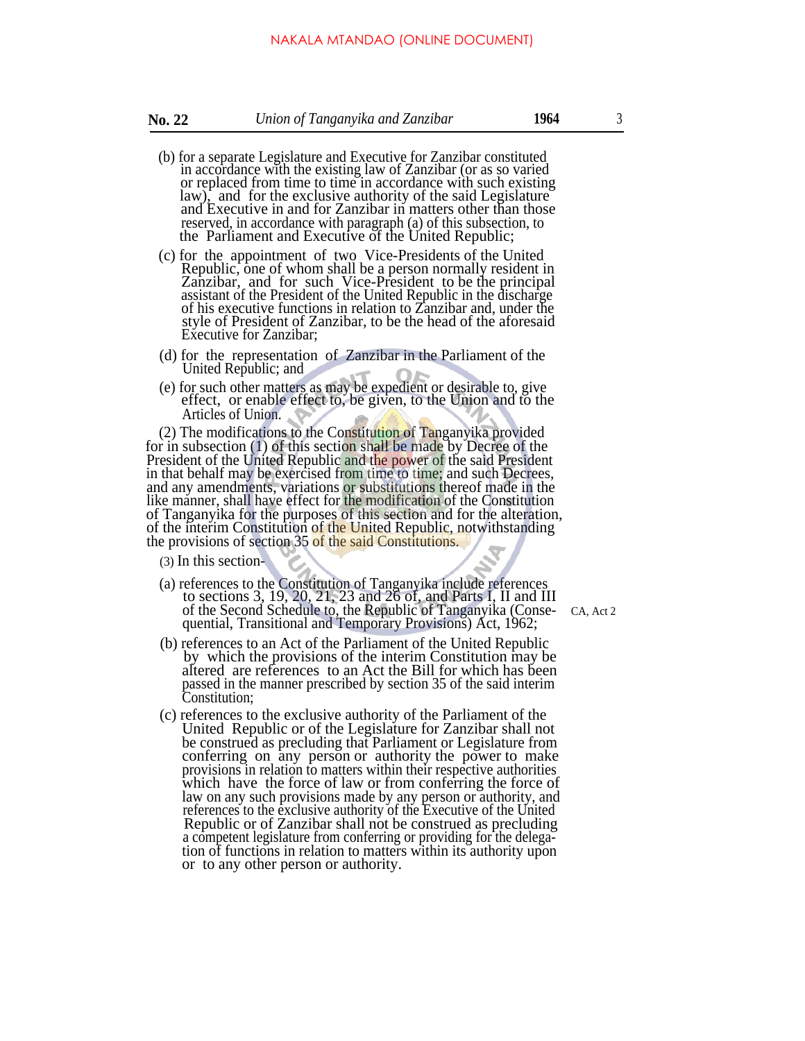(b) for a separate Legislature and Executive for Zanzibar constituted in accordance with the existing law of Zanzibar (or as so varied or replaced from time to time in accordance with such existing law), and for the exclusive authority of the said Legislature and Executive in and for Zanzibar in matters other than those reserved, in accordance with paragraph (a) of this subsection, to the Parliament and Executive of the United Republic;

(c) for the appointment of two Vice-Presidents of the United Republic, one of whom shall be a person normally resident in Zanzibar, and for such Vice-President to be the principal assistant of the President of the United Republic in the discharge of his executive functions in relation to Zanzibar and, under the style of President of Zanzibar, to be the head of the aforesaid Executive for Zanzibar;

(d) for the representation of Zanzibar in the Parliament of the United Republic; and

(e) for such other matters as may be expedient or desirable to, give effect, or enable effect to, be given, to the Union and to the Articles of Union.

(2) The modifications to the Constitution of Tanganyika provided for in subsection (1) of this section shall be made by Decree of the President of the United Republic and the power of the said President in that behalf may be exercised from time to time; and such Decrees, and any amendments, variations or substitutions thereof made in the like manner, shall have effect for the modification of the Constitution of Tanganyika for the purposes of this section and for the alteration, of the interim Constitution of the United Republic, notwithstanding the provisions of section 35 of the said Constitutions.

(3) In this section-

(a) references to the Constitution of Tanganyika include references to sections 3, 19, 20, 21, 23 and 26 of, and Parts I, II and III of the Second Schedule to, the Republic of Tanganyika (Consequential, Transitional and Temporary Provisions) Act, 1962; CA, Act 2

(b) references to an Act of the Parliament of the United Republic by which the provisions of the interim Constitution may be altered are references to an Act the Bill for which has been passed in the manner prescribed by section 35 of the said interim Constitution;

(c) references to the exclusive authority of the Parliament of the United Republic or of the Legislature for Zanzibar shall not be construed as precluding that Parliament or Legislature from conferring on any person or authority the power to make provisions in relation to matters within their respective authorities which have the force of law or from conferring the force of law on any such provisions made by any person or authority, and references to the exclusive authority of the Executive of the United Republic or of Zanzibar shall not be construed as precluding a competent legislature from conferring or providing for the delegation of functions in relation to matters within its authority upon or to any other person or authority.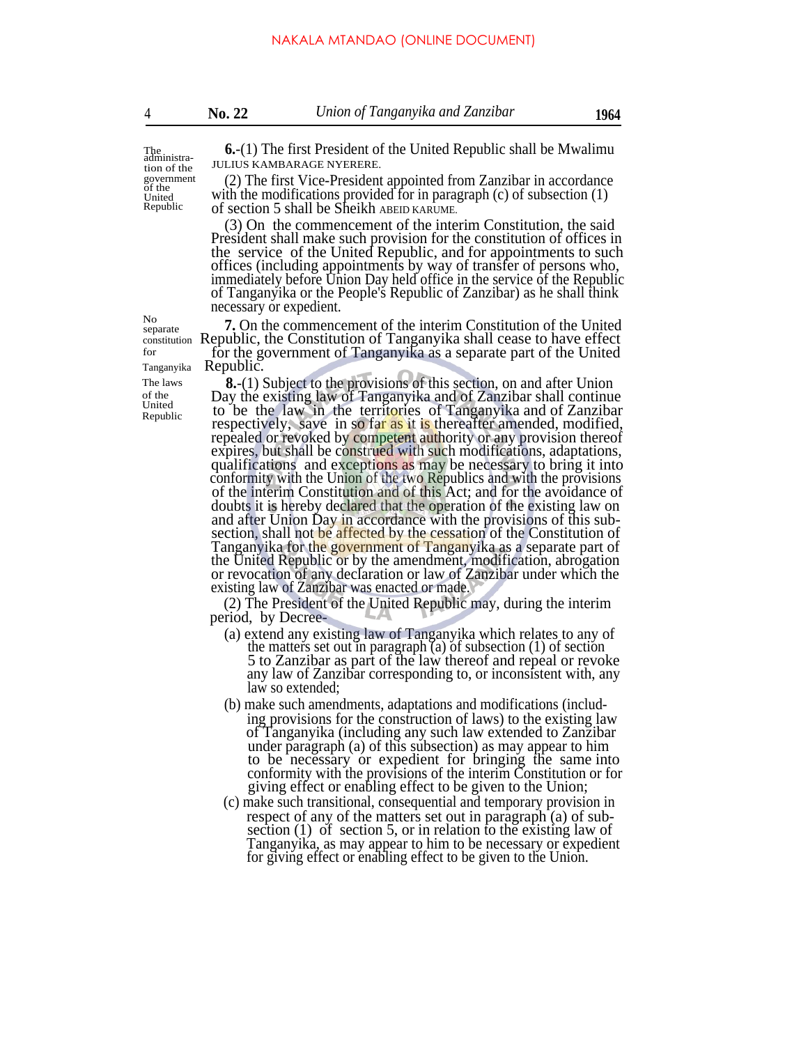*The administration of the government of the United Republic*

**6.**-(1) The first President of the United Republic shall be Mwalimu JULIUS KAMBARAGE NYERERE.

(2) The first Vice-President appointed from Zanzibar in accordance with the modifications provided for in paragraph (c) of subsection (1) of section 5 shall be Sheikh ABEID KARUME.

(3) On the commencement of the interim Constitution, the said President shall make such provision for the constitution of offices in the service of the United Republic, and for appointments to such offices (including appointments by way of transfer of persons who, immediately before Union Day held office in the service of the Republic of Tanganyika or the People's Republic of Zanzibar) as he shall think necessary or expedient.

*No separate constitution for Tanganyika*

**7.** On the commencement of the interim Constitution of the United Republic, the Constitution of Tanganyika shall cease to have effect for the government of Tanganyika as a separate part of the United Republic.

*The laws of the United Republic*

**8.**-(1) Subject to the provisions of this section, on and after Union Day the existing law of Tanganyika and of Zanzibar shall continue to be the law in the territories of Tanganyika and of Zanzibar respectively, save in so far as it is thereafter amended, modified, repealed or revoked by competent authority or any provision thereof expires, but shall be construed with such modifications, adaptations, qualifications and exceptions as may be necessary to bring it into conformity with the Union of the two Republics and with the provisions of the interim Constitution and of this Act; and for the avoidance of doubts it is hereby declared that the operation of the existing law on and after Union Day in accordance with the provisions of this sub-section, shall not be affected by the cessation of the Constitution of Tanganyika for the government of Tanganyika as a separate part of the United Republic or by the amendment, modification, abrogation or revocation of any declaration or law of Zanzibar under which the existing law of Zanzibar was enacted or made.

(2) The President of the United Republic may, during the interim period, by Decree-

(a) extend any existing law of Tanganyika which relates to any of the matters set out in paragraph (a) of subsection (1) of section 5 to Zanzibar as part of the law thereof and repeal or revoke any law of Zanzibar corresponding to, or inconsistent with, any law so extended;

(b) make such amendments, adaptations and modifications (including provisions for the construction of laws) to the existing law of Tanganyika (including any such law extended to Zanzibar under paragraph (a) of this subsection) as may appear to him to be necessary or expedient for bringing the same into conformity with the provisions of the interim Constitution or for giving effect or enabling effect to be given to the Union;

(c) make such transitional, consequential and temporary provision in respect of any of the matters set out in paragraph (a) of subsection (1) of section 5, or in relation to the existing law of Tanganyika, as may appear to him to be necessary or expedient for giving effect or enabling effect to be given to the Union.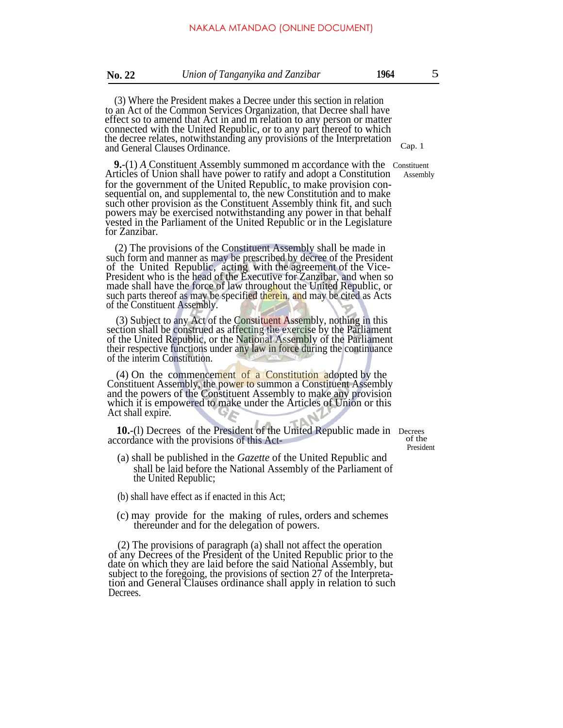(3) Where the President makes a Decree under this section in relation to an Act of the Common Services Organization, that Decree shall have effect so to amend that Act in and m relation to any person or matter connected with the United Republic, or to any part thereof to which the decree relates, notwithstanding any provisions of the Interpretation and General Clauses Ordinance.

Cap. 1

Constituent Assembly

**9.**-(1) *A* Constituent Assembly summoned m accordance with the Articles of Union shall have power to ratify and adopt a Constitution for the government of the United Republic, to make provision consequential on, and supplemental to, the new Constitution and to make such other provision as the Constituent Assembly think fit, and such powers may be exercised notwithstanding any power in that behalf vested in the Parliament of the United Republic or in the Legislature for Zanzibar.

(2) The provisions of the Constituent Assembly shall be made in such form and manner as may be prescribed by decree of the President of the United Republic, acting with the agreement of the Vice-President who is the head of the Executive for Zanzibar, and when so made shall have the force of law throughout the United Republic, or such parts thereof as may be specified therein, and may be cited as Acts of the Constituent Assembly.

(3) Subject to any Act of the Constituent Assembly, nothing in this section shall be construed as affecting the exercise by the Parliament of the United Republic, or the National Assembly of the Parliament their respective functions under any law in force during the continuance of the interim Constitution.

(4) On the commencement of a Constitution adopted by the Constituent Assembly, the power to summon a Constituent Assembly and the powers of the Constituent Assembly to make any provision which it is empowered to make under the Articles of Union or this Act shall expire.

Decrees of the President

**10.**-(l) Decrees of the President of the United Republic made in accordance with the provisions of this Act-

(a) shall be published in the *Gazette* of the United Republic and shall be laid before the National Assembly of the Parliament of the United Republic;

(b) shall have effect as if enacted in this Act;

(c) may provide for the making of rules, orders and schemes thereunder and for the delegation of powers.

(2) The provisions of paragraph (a) shall not affect the operation of any Decrees of the President of the United Republic prior to the date on which they are laid before the said National Assembly, but subject to the foregoing, the provisions of section 27 of the Interpretation and General Clauses ordinance shall apply in relation to such Decrees.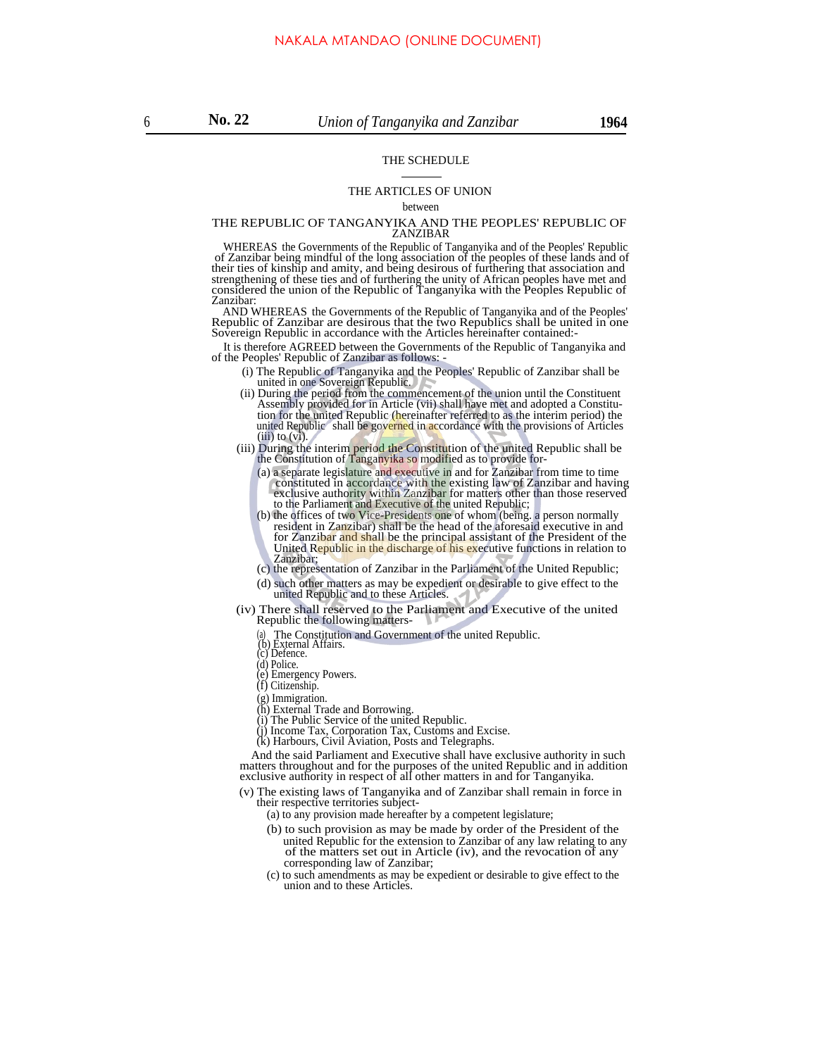# THE SCHEDULE

## THE ARTICLES OF UNION

between

## THE REPUBLIC OF TANGANYIKA AND THE PEOPLES' REPUBLIC OF ZANZIBAR

WHEREAS the Governments of the Republic of Tanganyika and of the Peoples' Republic of Zanzibar being mindful of the long association of the peoples of these lands and of their ties of kinship and amity, and being desirous of furthering that association and strengthening of these ties and of furthering the unity of African peoples have met and considered the union of the Republic of Tanganyika with the Peoples Republic of Zanzibar:

AND WHEREAS the Governments of the Republic of Tanganyika and of the Peoples' Republic of Zanzibar are desirous that the two Republics shall be united in one Sovereign Republic in accordance with the Articles hereinafter contained:-

It is therefore AGREED between the Governments of the Republic of Tanganyika and of the Peoples' Republic of Zanzibar as follows: -

(i) The Republic of Tanganyika and the Peoples' Republic of Zanzibar shall be united in one Sovereign Republic.

(ii) During the period from the commencement of the union until the Constituent Assembly provided for in Article (vii) shall have met and adopted a Constitution for the united Republic (hereinafter referred to as the interim period) the united Republic shall be governed in accordance with the provisions of Articles (iii) to (vi).

(iii) During the interim period the Constitution of the united Republic shall be the Constitution of Tanganyika so modified as to provide for-

(a) a separate legislature and executive in and for Zanzibar from time to time constituted in accordance with the existing law of Zanzibar and having exclusive authority within Zanzibar for matters other than those reserved to the Parliament and Executive of the united Republic;

(b) the offices of two Vice-Presidents one of whom (being a person normally resident in Zanzibar) shall be the head of the aforesaid executive in and for Zanzibar and shall be the principal assistant of the President of the United Republic in the discharge of his executive functions in relation to Zanzibar;

(c) the representation of Zanzibar in the Parliament of the United Republic;

(d) such other matters as may be expedient or desirable to give effect to the united Republic and to these Articles.

(iv) There shall reserved to the Parliament and Executive of the united Republic the following matters-

(a) The Constitution and Government of the united Republic.
(b) External Affairs.
(c) Defence.
(d) Police.
(e) Emergency Powers.
(f) Citizenship.
(g) Immigration.
(h) External Trade and Borrowing.
(i) The Public Service of the united Republic.
(j) Income Tax, Corporation Tax, Customs and Excise.
(k) Harbours, Civil Aviation, Posts and Telegraphs.

And the said Parliament and Executive shall have exclusive authority in such matters throughout and for the purposes of the united Republic and in addition exclusive authority in respect of all other matters in and for Tanganyika.

(v) The existing laws of Tanganyika and of Zanzibar shall remain in force in their respective territories subject-

(a) to any provision made hereafter by a competent legislature;

(b) to such provision as may be made by order of the President of the united Republic for the extension to Zanzibar of any law relating to any of the matters set out in Article (iv), and the revocation of any corresponding law of Zanzibar;

(c) to such amendments as may be expedient or desirable to give effect to the union and to these Articles.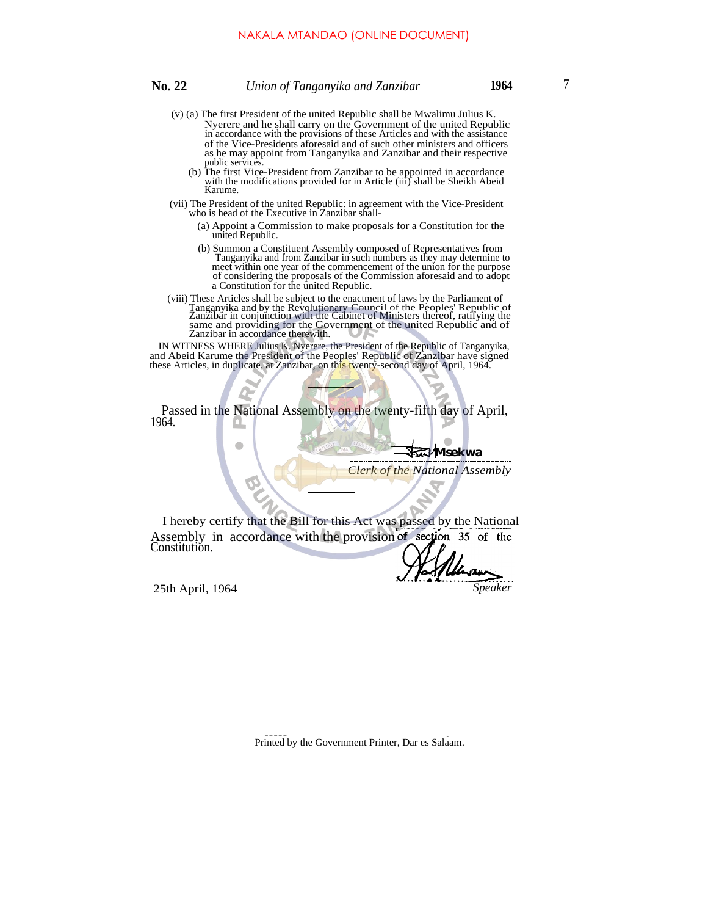(v) (a) The first President of the united Republic shall be Mwalimu Julius K. Nyerere and he shall carry on the Government of the united Republic in accordance with the provisions of these Articles and with the assistance of the Vice-Presidents aforesaid and of such other ministers and officers as he may appoint from Tanganyika and Zanzibar and their respective public services.

(b) The first Vice-President from Zanzibar to be appointed in accordance with the modifications provided for in Article (iii) shall be Sheikh Abeid Karume.

(vii) The President of the united Republic: in agreement with the Vice-President who is head of the Executive in Zanzibar shall-

(a) Appoint a Commission to make proposals for a Constitution for the united Republic.

(b) Summon a Constituent Assembly composed of Representatives from Tanganyika and from Zanzibar in such numbers as they may determine to meet within one year of the commencement of the union for the purpose of considering the proposals of the Commission aforesaid and to adopt a Constitution for the united Republic.

(viii) These Articles shall be subject to the enactment of laws by the Parliament of Tanganyika and by the Revolutionary Council of the Peoples' Republic of Zanzibar in conjunction with the Cabinet of Ministers thereof, ratifying the same and providing for the Government of the united Republic and of Zanzibar in accordance therewith.

IN WITNESS WHERE Julius K. Nyerere, the President of the Republic of Tanganyika, and Abeid Karume the President of the Peoples' Republic of Zanzibar have signed these Articles, in duplicate, at Zanzibar, on this twenty-second day of April, 1964.

---

Passed in the National Assembly on the twenty-fifth day of April, 1964.

Msekwa
*Clerk of the National Assembly*

---

I hereby certify that the Bill for this Act was passed by the National Assembly in accordance with the provision of section 35 of the Constitution.

25th April, 1964

*Speaker*

Printed by the Government Printer, Dar es Salaam.